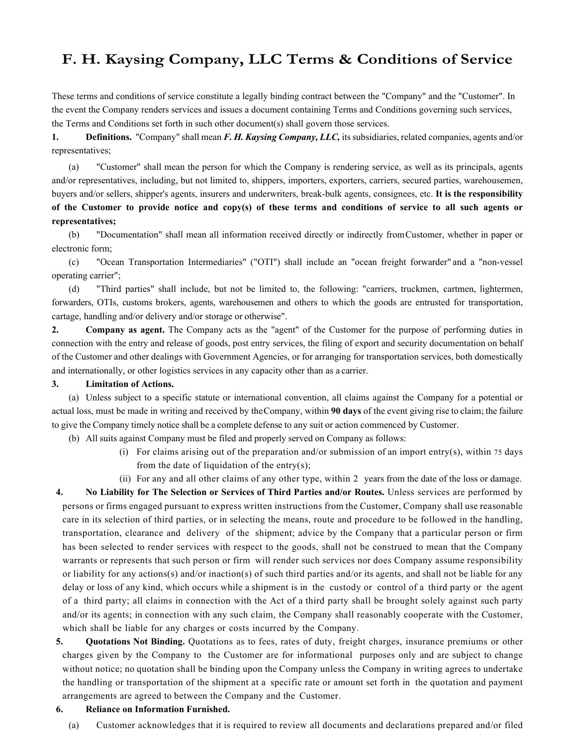# F. H. Kaysing Company, LLC Terms & Conditions of Service

These terms and conditions of service constitute a legally binding contract between the "Company" and the "Customer". In the event the Company renders services and issues a document containing Terms and Conditions governing such services, the Terms and Conditions set forth in such other document(s) shall govern those services.

**1. Definitions.** "Company" shall mean ***F. H. Kaysing Company, LLC,*** its subsidiaries, related companies, agents and/or representatives;

(a) "Customer" shall mean the person for which the Company is rendering service, as well as its principals, agents and/or representatives, including, but not limited to, shippers, importers, exporters, carriers, secured parties, warehousemen, buyers and/or sellers, shipper's agents, insurers and underwriters, break-bulk agents, consignees, etc. **It is the responsibility of the Customer to provide notice and copy(s) of these terms and conditions of service to all such agents or representatives;**

(b) "Documentation" shall mean all information received directly or indirectly from Customer, whether in paper or electronic form;

(c) "Ocean Transportation Intermediaries" ("OTI") shall include an "ocean freight forwarder" and a "non-vessel operating carrier";

(d) "Third parties" shall include, but not be limited to, the following: "carriers, truckmen, cartmen, lightermen, forwarders, OTIs, customs brokers, agents, warehousemen and others to which the goods are entrusted for transportation, cartage, handling and/or delivery and/or storage or otherwise".

**2. Company as agent.** The Company acts as the "agent" of the Customer for the purpose of performing duties in connection with the entry and release of goods, post entry services, the filing of export and security documentation on behalf of the Customer and other dealings with Government Agencies, or for arranging for transportation services, both domestically and internationally, or other logistics services in any capacity other than as a carrier.

**3. Limitation of Actions.**

(a) Unless subject to a specific statute or international convention, all claims against the Company for a potential or actual loss, must be made in writing and received by the Company, within **90 days** of the event giving rise to claim; the failure to give the Company timely notice shall be a complete defense to any suit or action commenced by Customer.

(b) All suits against Company must be filed and properly served on Company as follows:

(i) For claims arising out of the preparation and/or submission of an import entry(s), within 75 days from the date of liquidation of the entry(s);

(ii) For any and all other claims of any other type, within 2 years from the date of the loss or damage.

**4. No Liability for The Selection or Services of Third Parties and/or Routes.** Unless services are performed by persons or firms engaged pursuant to express written instructions from the Customer, Company shall use reasonable care in its selection of third parties, or in selecting the means, route and procedure to be followed in the handling, transportation, clearance and delivery of the shipment; advice by the Company that a particular person or firm has been selected to render services with respect to the goods, shall not be construed to mean that the Company warrants or represents that such person or firm will render such services nor does Company assume responsibility or liability for any actions(s) and/or inaction(s) of such third parties and/or its agents, and shall not be liable for any delay or loss of any kind, which occurs while a shipment is in the custody or control of a third party or the agent of a third party; all claims in connection with the Act of a third party shall be brought solely against such party and/or its agents; in connection with any such claim, the Company shall reasonably cooperate with the Customer, which shall be liable for any charges or costs incurred by the Company.

**5. Quotations Not Binding.** Quotations as to fees, rates of duty, freight charges, insurance premiums or other charges given by the Company to the Customer are for informational purposes only and are subject to change without notice; no quotation shall be binding upon the Company unless the Company in writing agrees to undertake the handling or transportation of the shipment at a specific rate or amount set forth in the quotation and payment arrangements are agreed to between the Company and the Customer.

**6. Reliance on Information Furnished.**

(a) Customer acknowledges that it is required to review all documents and declarations prepared and/or filed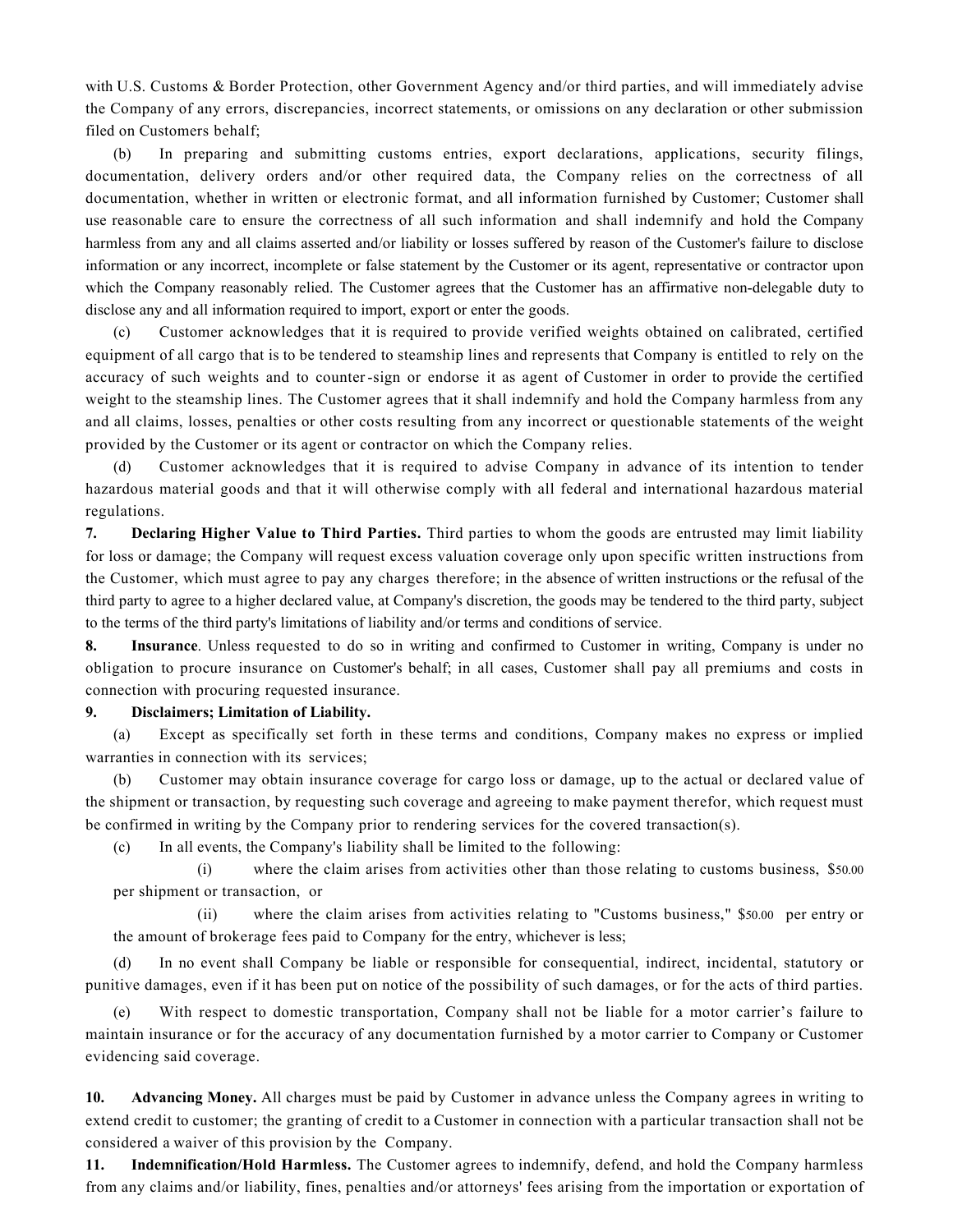with U.S. Customs & Border Protection, other Government Agency and/or third parties, and will immediately advise the Company of any errors, discrepancies, incorrect statements, or omissions on any declaration or other submission filed on Customers behalf;

(b) In preparing and submitting customs entries, export declarations, applications, security filings, documentation, delivery orders and/or other required data, the Company relies on the correctness of all documentation, whether in written or electronic format, and all information furnished by Customer; Customer shall use reasonable care to ensure the correctness of all such information and shall indemnify and hold the Company harmless from any and all claims asserted and/or liability or losses suffered by reason of the Customer's failure to disclose information or any incorrect, incomplete or false statement by the Customer or its agent, representative or contractor upon which the Company reasonably relied. The Customer agrees that the Customer has an affirmative non-delegable duty to disclose any and all information required to import, export or enter the goods.

(c) Customer acknowledges that it is required to provide verified weights obtained on calibrated, certified equipment of all cargo that is to be tendered to steamship lines and represents that Company is entitled to rely on the accuracy of such weights and to counter-sign or endorse it as agent of Customer in order to provide the certified weight to the steamship lines. The Customer agrees that it shall indemnify and hold the Company harmless from any and all claims, losses, penalties or other costs resulting from any incorrect or questionable statements of the weight provided by the Customer or its agent or contractor on which the Company relies.

(d) Customer acknowledges that it is required to advise Company in advance of its intention to tender hazardous material goods and that it will otherwise comply with all federal and international hazardous material regulations.

**7. Declaring Higher Value to Third Parties.** Third parties to whom the goods are entrusted may limit liability for loss or damage; the Company will request excess valuation coverage only upon specific written instructions from the Customer, which must agree to pay any charges therefore; in the absence of written instructions or the refusal of the third party to agree to a higher declared value, at Company's discretion, the goods may be tendered to the third party, subject to the terms of the third party's limitations of liability and/or terms and conditions of service.

**8. Insurance**. Unless requested to do so in writing and confirmed to Customer in writing, Company is under no obligation to procure insurance on Customer's behalf; in all cases, Customer shall pay all premiums and costs in connection with procuring requested insurance.

**9. Disclaimers; Limitation of Liability.**

(a) Except as specifically set forth in these terms and conditions, Company makes no express or implied warranties in connection with its services;

(b) Customer may obtain insurance coverage for cargo loss or damage, up to the actual or declared value of the shipment or transaction, by requesting such coverage and agreeing to make payment therefor, which request must be confirmed in writing by the Company prior to rendering services for the covered transaction(s).

(c) In all events, the Company's liability shall be limited to the following:

(i) where the claim arises from activities other than those relating to customs business, $50.00 per shipment or transaction, or

(ii) where the claim arises from activities relating to "Customs business," $50.00 per entry or the amount of brokerage fees paid to Company for the entry, whichever is less;

(d) In no event shall Company be liable or responsible for consequential, indirect, incidental, statutory or punitive damages, even if it has been put on notice of the possibility of such damages, or for the acts of third parties.

(e) With respect to domestic transportation, Company shall not be liable for a motor carrier's failure to maintain insurance or for the accuracy of any documentation furnished by a motor carrier to Company or Customer evidencing said coverage.

**10. Advancing Money.** All charges must be paid by Customer in advance unless the Company agrees in writing to extend credit to customer; the granting of credit to a Customer in connection with a particular transaction shall not be considered a waiver of this provision by the Company.

**11. Indemnification/Hold Harmless.** The Customer agrees to indemnify, defend, and hold the Company harmless from any claims and/or liability, fines, penalties and/or attorneys' fees arising from the importation or exportation of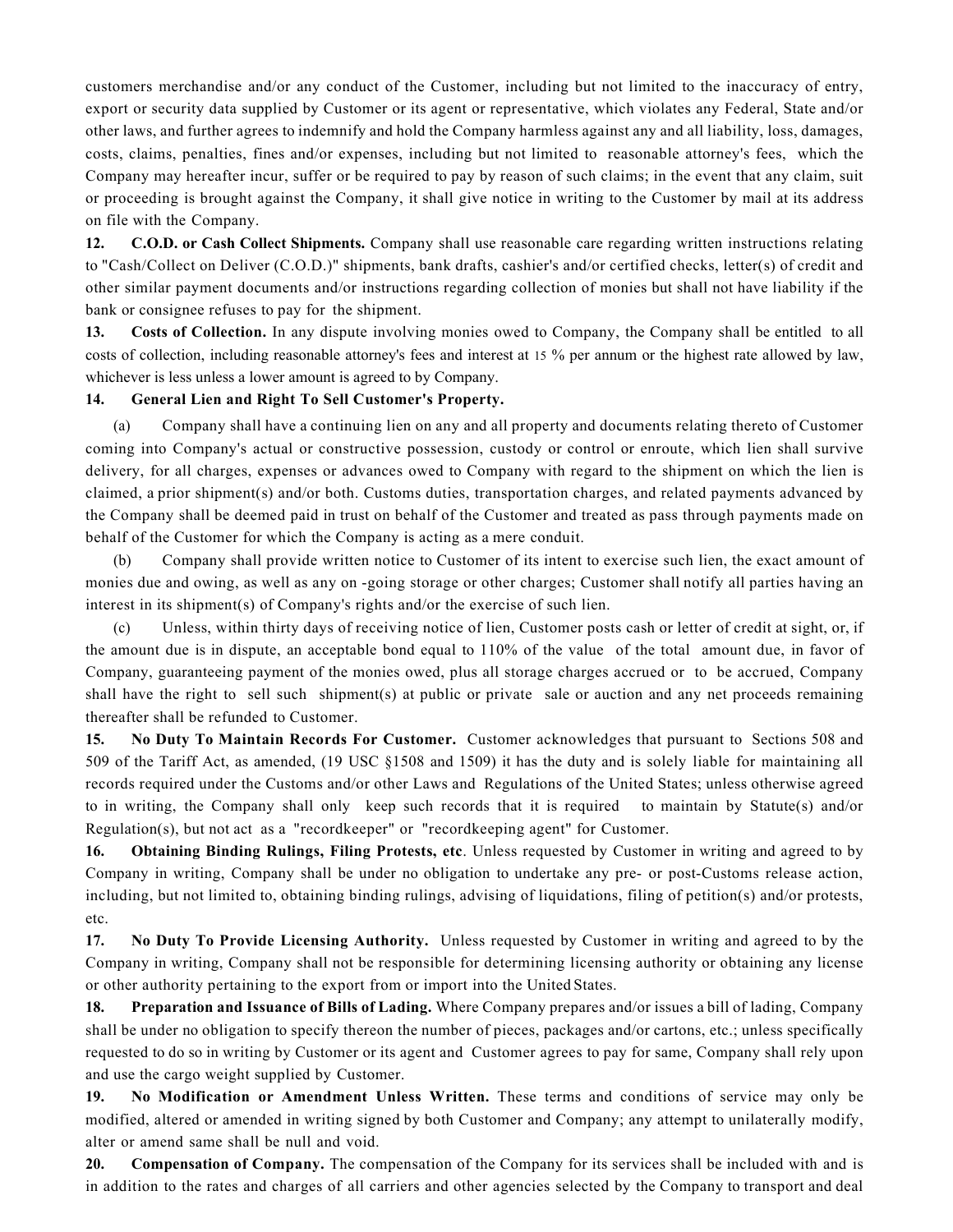customers merchandise and/or any conduct of the Customer, including but not limited to the inaccuracy of entry, export or security data supplied by Customer or its agent or representative, which violates any Federal, State and/or other laws, and further agrees to indemnify and hold the Company harmless against any and all liability, loss, damages, costs, claims, penalties, fines and/or expenses, including but not limited to reasonable attorney's fees, which the Company may hereafter incur, suffer or be required to pay by reason of such claims; in the event that any claim, suit or proceeding is brought against the Company, it shall give notice in writing to the Customer by mail at its address on file with the Company.

**12. C.O.D. or Cash Collect Shipments.** Company shall use reasonable care regarding written instructions relating to "Cash/Collect on Deliver (C.O.D.)" shipments, bank drafts, cashier's and/or certified checks, letter(s) of credit and other similar payment documents and/or instructions regarding collection of monies but shall not have liability if the bank or consignee refuses to pay for the shipment.

**13. Costs of Collection.** In any dispute involving monies owed to Company, the Company shall be entitled to all costs of collection, including reasonable attorney's fees and interest at 15 % per annum or the highest rate allowed by law, whichever is less unless a lower amount is agreed to by Company.

**14. General Lien and Right To Sell Customer's Property.**

(a) Company shall have a continuing lien on any and all property and documents relating thereto of Customer coming into Company's actual or constructive possession, custody or control or enroute, which lien shall survive delivery, for all charges, expenses or advances owed to Company with regard to the shipment on which the lien is claimed, a prior shipment(s) and/or both. Customs duties, transportation charges, and related payments advanced by the Company shall be deemed paid in trust on behalf of the Customer and treated as pass through payments made on behalf of the Customer for which the Company is acting as a mere conduit.

(b) Company shall provide written notice to Customer of its intent to exercise such lien, the exact amount of monies due and owing, as well as any on -going storage or other charges; Customer shall notify all parties having an interest in its shipment(s) of Company's rights and/or the exercise of such lien.

(c) Unless, within thirty days of receiving notice of lien, Customer posts cash or letter of credit at sight, or, if the amount due is in dispute, an acceptable bond equal to 110% of the value of the total amount due, in favor of Company, guaranteeing payment of the monies owed, plus all storage charges accrued or to be accrued, Company shall have the right to sell such shipment(s) at public or private sale or auction and any net proceeds remaining thereafter shall be refunded to Customer.

**15. No Duty To Maintain Records For Customer.** Customer acknowledges that pursuant to Sections 508 and 509 of the Tariff Act, as amended, (19 USC §1508 and 1509) it has the duty and is solely liable for maintaining all records required under the Customs and/or other Laws and Regulations of the United States; unless otherwise agreed to in writing, the Company shall only keep such records that it is required to maintain by Statute(s) and/or Regulation(s), but not act as a "recordkeeper" or "recordkeeping agent" for Customer.

**16. Obtaining Binding Rulings, Filing Protests, etc**. Unless requested by Customer in writing and agreed to by Company in writing, Company shall be under no obligation to undertake any pre- or post-Customs release action, including, but not limited to, obtaining binding rulings, advising of liquidations, filing of petition(s) and/or protests, etc.

**17. No Duty To Provide Licensing Authority.** Unless requested by Customer in writing and agreed to by the Company in writing, Company shall not be responsible for determining licensing authority or obtaining any license or other authority pertaining to the export from or import into the United States.

**18. Preparation and Issuance of Bills of Lading.** Where Company prepares and/or issues a bill of lading, Company shall be under no obligation to specify thereon the number of pieces, packages and/or cartons, etc.; unless specifically requested to do so in writing by Customer or its agent and Customer agrees to pay for same, Company shall rely upon and use the cargo weight supplied by Customer.

**19. No Modification or Amendment Unless Written.** These terms and conditions of service may only be modified, altered or amended in writing signed by both Customer and Company; any attempt to unilaterally modify, alter or amend same shall be null and void.

**20. Compensation of Company.** The compensation of the Company for its services shall be included with and is in addition to the rates and charges of all carriers and other agencies selected by the Company to transport and deal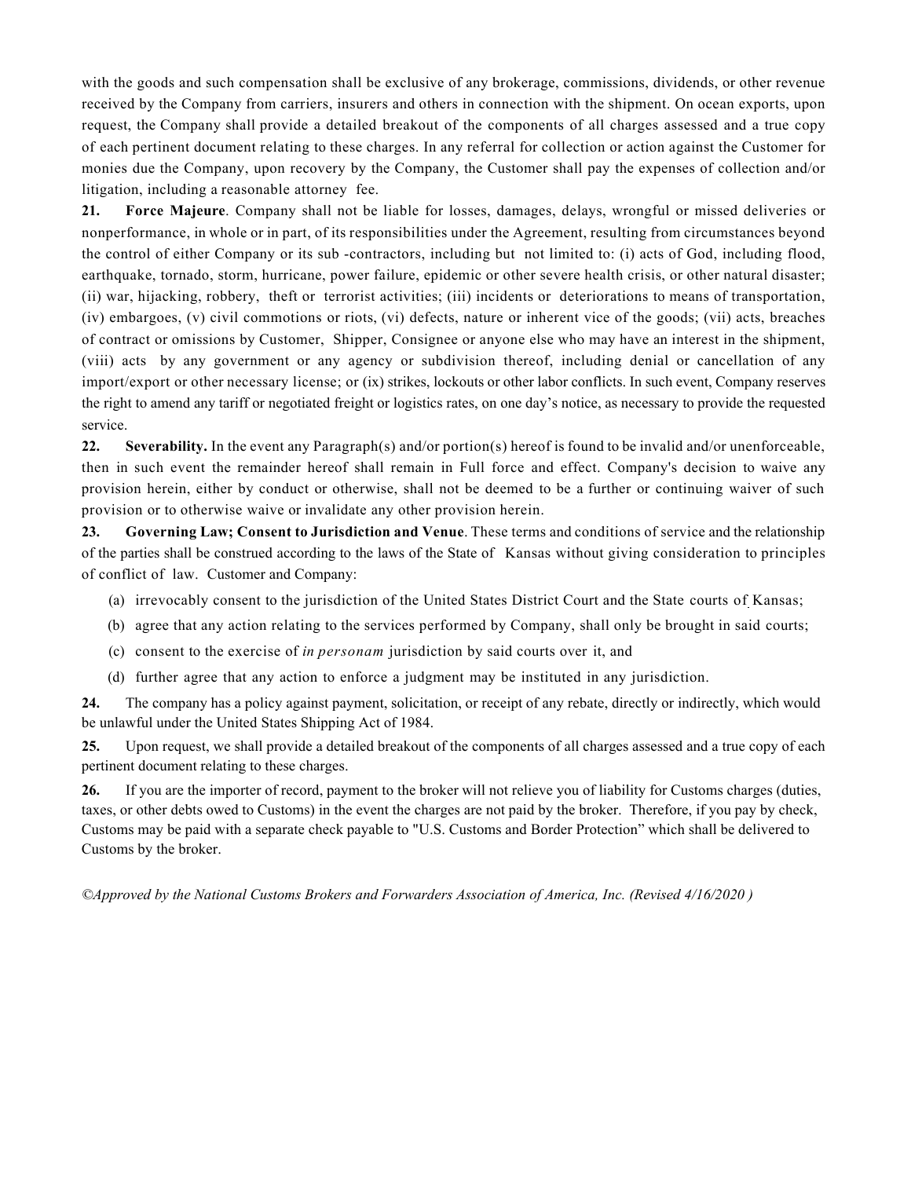with the goods and such compensation shall be exclusive of any brokerage, commissions, dividends, or other revenue received by the Company from carriers, insurers and others in connection with the shipment. On ocean exports, upon request, the Company shall provide a detailed breakout of the components of all charges assessed and a true copy of each pertinent document relating to these charges. In any referral for collection or action against the Customer for monies due the Company, upon recovery by the Company, the Customer shall pay the expenses of collection and/or litigation, including a reasonable attorney fee.

**21. Force Majeure**. Company shall not be liable for losses, damages, delays, wrongful or missed deliveries or nonperformance, in whole or in part, of its responsibilities under the Agreement, resulting from circumstances beyond the control of either Company or its sub -contractors, including but not limited to: (i) acts of God, including flood, earthquake, tornado, storm, hurricane, power failure, epidemic or other severe health crisis, or other natural disaster; (ii) war, hijacking, robbery, theft or terrorist activities; (iii) incidents or deteriorations to means of transportation, (iv) embargoes, (v) civil commotions or riots, (vi) defects, nature or inherent vice of the goods; (vii) acts, breaches of contract or omissions by Customer, Shipper, Consignee or anyone else who may have an interest in the shipment, (viii) acts by any government or any agency or subdivision thereof, including denial or cancellation of any import/export or other necessary license; or (ix) strikes, lockouts or other labor conflicts. In such event, Company reserves the right to amend any tariff or negotiated freight or logistics rates, on one day's notice, as necessary to provide the requested service.

**22. Severability.** In the event any Paragraph(s) and/or portion(s) hereof is found to be invalid and/or unenforceable, then in such event the remainder hereof shall remain in Full force and effect. Company's decision to waive any provision herein, either by conduct or otherwise, shall not be deemed to be a further or continuing waiver of such provision or to otherwise waive or invalidate any other provision herein.

**23. Governing Law; Consent to Jurisdiction and Venue**. These terms and conditions of service and the relationship of the parties shall be construed according to the laws of the State of Kansas without giving consideration to principles of conflict of law. Customer and Company:

(a) irrevocably consent to the jurisdiction of the United States District Court and the State courts of Kansas;

(b) agree that any action relating to the services performed by Company, shall only be brought in said courts;

(c) consent to the exercise of *in personam* jurisdiction by said courts over it, and

(d) further agree that any action to enforce a judgment may be instituted in any jurisdiction.

**24.** The company has a policy against payment, solicitation, or receipt of any rebate, directly or indirectly, which would be unlawful under the United States Shipping Act of 1984.

**25.** Upon request, we shall provide a detailed breakout of the components of all charges assessed and a true copy of each pertinent document relating to these charges.

**26.** If you are the importer of record, payment to the broker will not relieve you of liability for Customs charges (duties, taxes, or other debts owed to Customs) in the event the charges are not paid by the broker. Therefore, if you pay by check, Customs may be paid with a separate check payable to "U.S. Customs and Border Protection" which shall be delivered to Customs by the broker.

*©Approved by the National Customs Brokers and Forwarders Association of America, Inc. (Revised 4/16/2020 )*